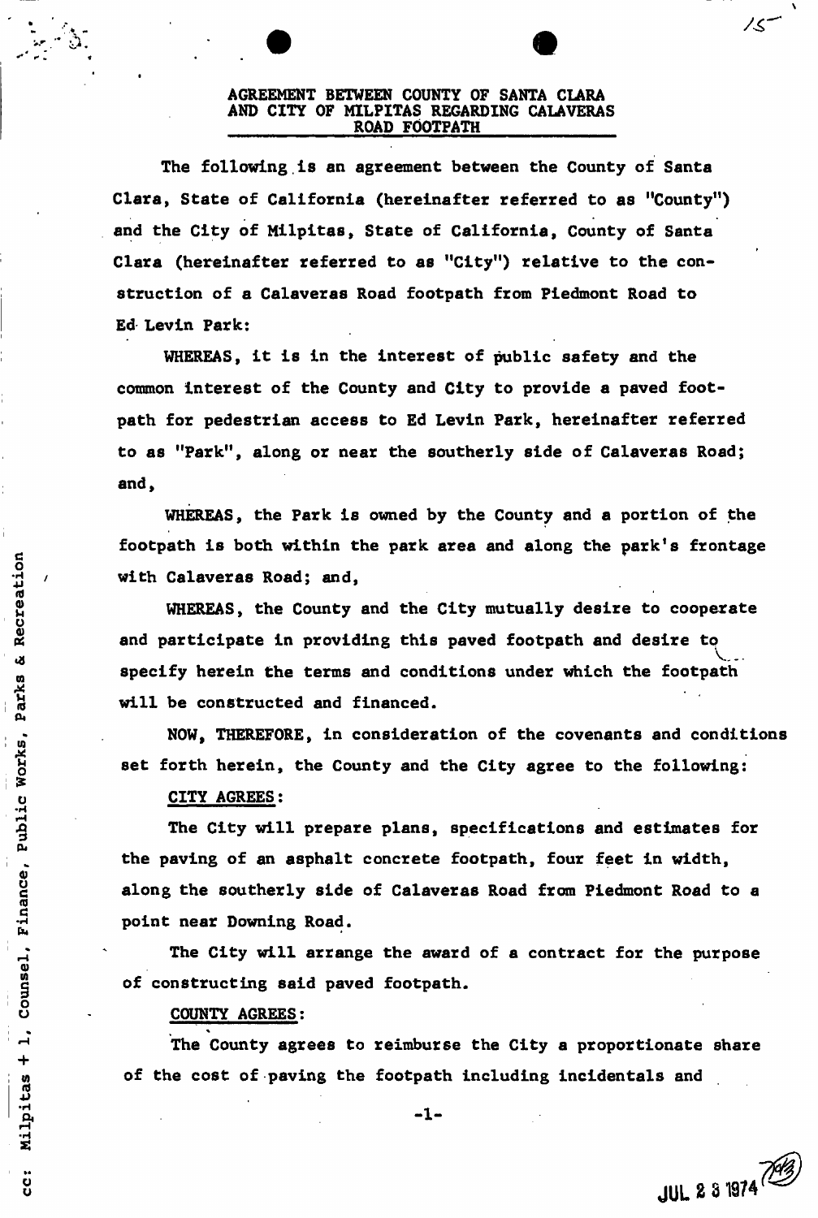# AGREEMENT BETWEEN COUNTY OF SANTA CLARA AND CITY OF MILPITAS REGARDING CALAVERAS ROAD FOOTPATH

The following is an agreement between the County of Santa Clara, State of California (hereinafter referred to as "County") and the City of Milpitas, State of California, County of Santa Clara (hereinafter referred to as "City") relative to the construction of a Calaveras Road footpath from Piedmont Road to Ed Levin Park:

WHEREAS, it is in the interest of public safety and the common interest of the County and City to provide a paved footpath for pedestrian access to Ed Levin Park, hereinafter referred to as "Park", along or near the southerly side of Calaveras Road; and,

WHEREAS, the Park is owned by the County and a portion of the footpath is both within the park area and along the park's frontage with Calaveras Road; and,

WHEREAS, the County and the City mutually desire to cooperate and participate in providing this paved footpath and desire to specify herein the terms and conditions under which the footpath will be constructed and financed.

NOW, THEREFORE, in consideration of the covenants and conditions set forth herein, the County and the City agree to the following:

CITY AGREES:

The City will prepare plans, specifications and estimates for the paving of an asphalt concrete footpath, four feet in width, along the southerly side of Calaveras Road from Piedmont Road to a point near Downing Road.

The City will arrange the award of a contract for the purpose of constructing said paved footpath.

COUNTY AGREES:

The County agrees to reimburse the City a proportionate share of the cost of paving the footpath including incidentals and

cc: Milpitas + 1, Counsel, Finance, Public Works, Parks & Recreation

JUL 23 1974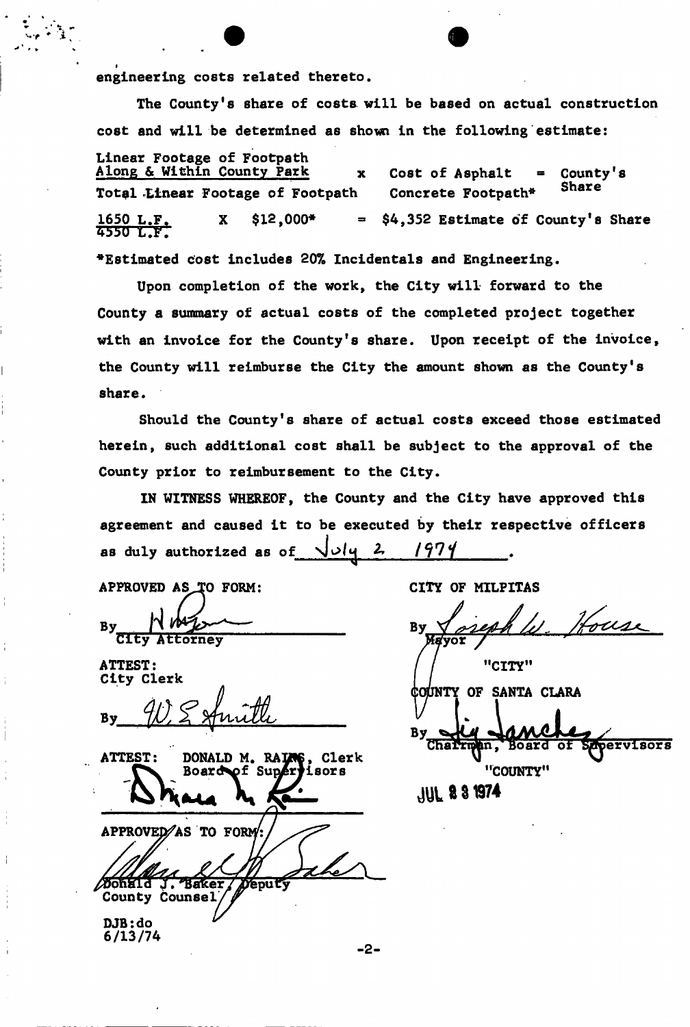engineering costs related thereto.

The County's share of costs will be based on actual construction cost and will be determined as shown in the following estimate:

$$\frac{\text{Linear Footage of Footpath Along \& Within County Park}}{\text{Total Linear Footage of Footpath}} \times \text{Cost of Asphalt Concrete Footpath*} = \text{County's Share}$$

$$\frac{1650 \text{ L.F.}}{4550 \text{ L.F.}} \times \$12{,}000\text{*} = \$4{,}352 \text{ Estimate of County's Share}$$

*Estimated cost includes 20% Incidentals and Engineering.

Upon completion of the work, the City will forward to the County a summary of actual costs of the completed project together with an invoice for the County's share. Upon receipt of the invoice, the County will reimburse the City the amount shown as the County's share.

Should the County's share of actual costs exceed those estimated herein, such additional cost shall be subject to the approval of the County prior to reimbursement to the City.

IN WITNESS WHEREOF, the County and the City have approved this agreement and caused it to be executed by their respective officers as duly authorized as of July 2, 1974.

APPROVED AS TO FORM:

By _______________
City Attorney

ATTEST:
City Clerk

By _______________

CITY OF MILPITAS

By Joseph W. House
Mayor

"CITY"

COUNTY OF SANTA CLARA

By _______________
Chairman, Board of Supervisors

"COUNTY"

JUL 23 1974

ATTEST: DONALD M. RAINS, Clerk
Board of Supervisors

_______________

APPROVED AS TO FORM:

_______________
Donald J. Baker, Deputy
County Counsel

DJB:do
6/13/74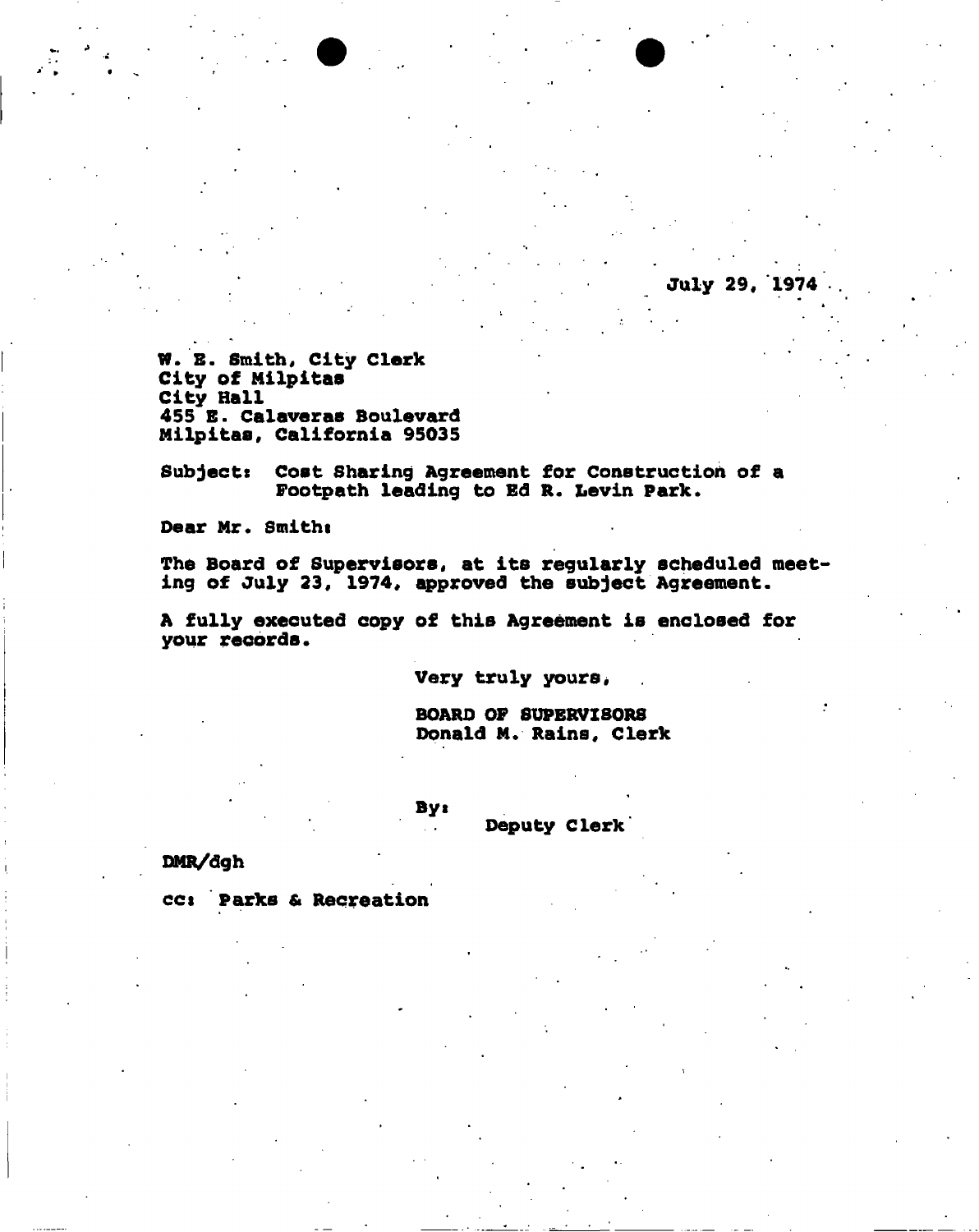July 29, 1974

W. E. Smith, City Clerk
City of Milpitas
City Hall
455 E. Calaveras Boulevard
Milpitas, California 95035

Subject: Cost Sharing Agreement for Construction of a Footpath leading to Ed R. Levin Park.

Dear Mr. Smith:

The Board of Supervisors, at its regularly scheduled meeting of July 23, 1974, approved the subject Agreement.

A fully executed copy of this Agreement is enclosed for your records.

Very truly yours,

BOARD OF SUPERVISORS
Donald M. Rains, Clerk

By:
Deputy Clerk

DMR/dgh

cc: Parks & Recreation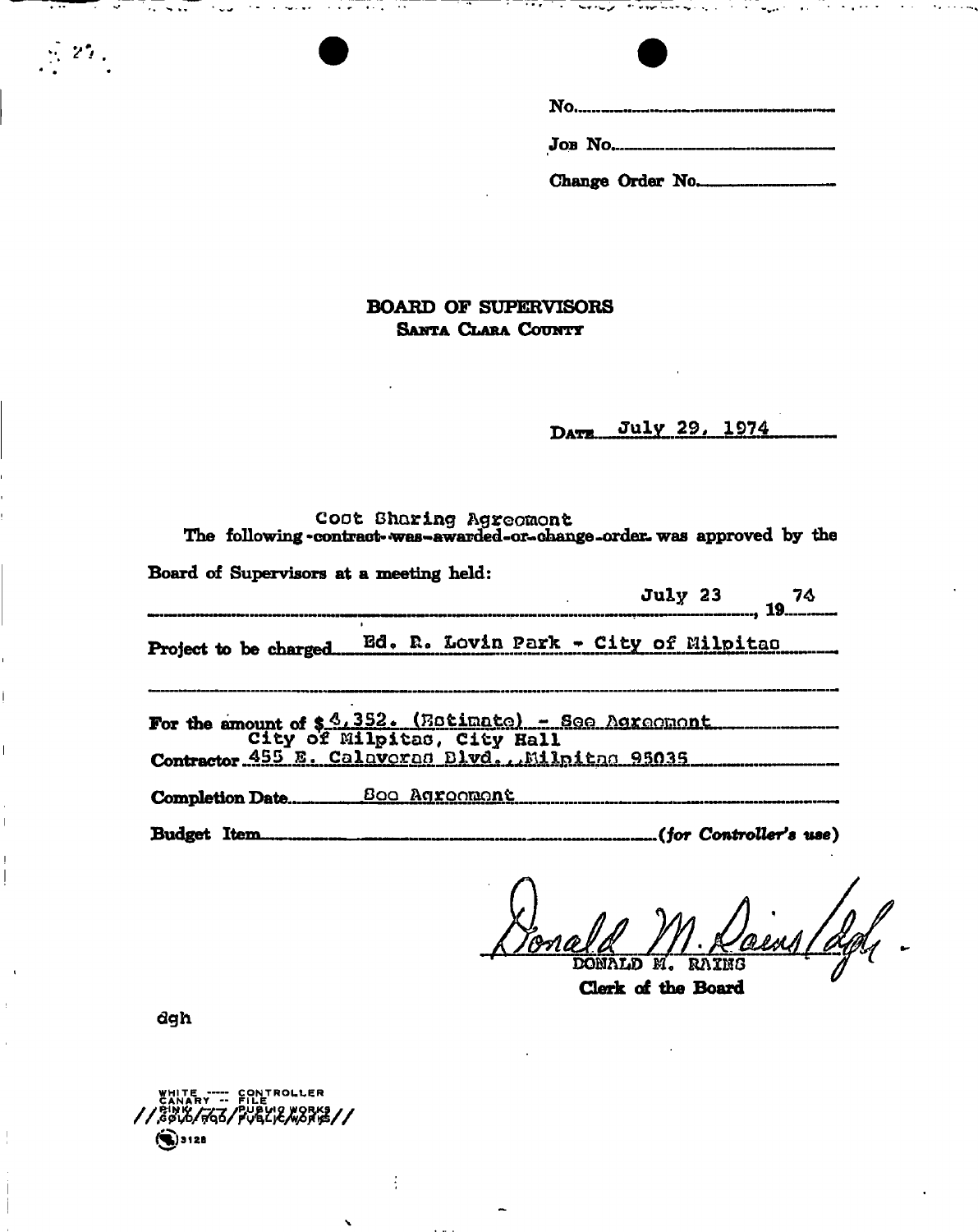No.

Job No.

Change Order No.

**BOARD OF SUPERVISORS**
**SANTA CLARA COUNTY**

DATE July 29, 1974

Cost Sharing Agreement
The following ~~contract was awarded or change order~~ was approved by the Board of Supervisors at a meeting held:

July 23, 1974

Project to be charged Ed. R. Levin Park - City of Milpitas

For the amount of $4,352. (Estimate) - See Agreement

Contractor City of Milpitas, City Hall
455 E. Calaveras Blvd., Milpitas 95035

Completion Date See Agreement

Budget Item ________ *(for Controller's use)*

Donald M. Rains/dgh
DONALD M. RAINS
**Clerk of the Board**

dgh

WHITE ----- CONTROLLER
CANARY -- FILE
~~PINK ----- PUBLIC WORKS~~
~~GOLD/ROD/PUBLIC/WORKS~~

3128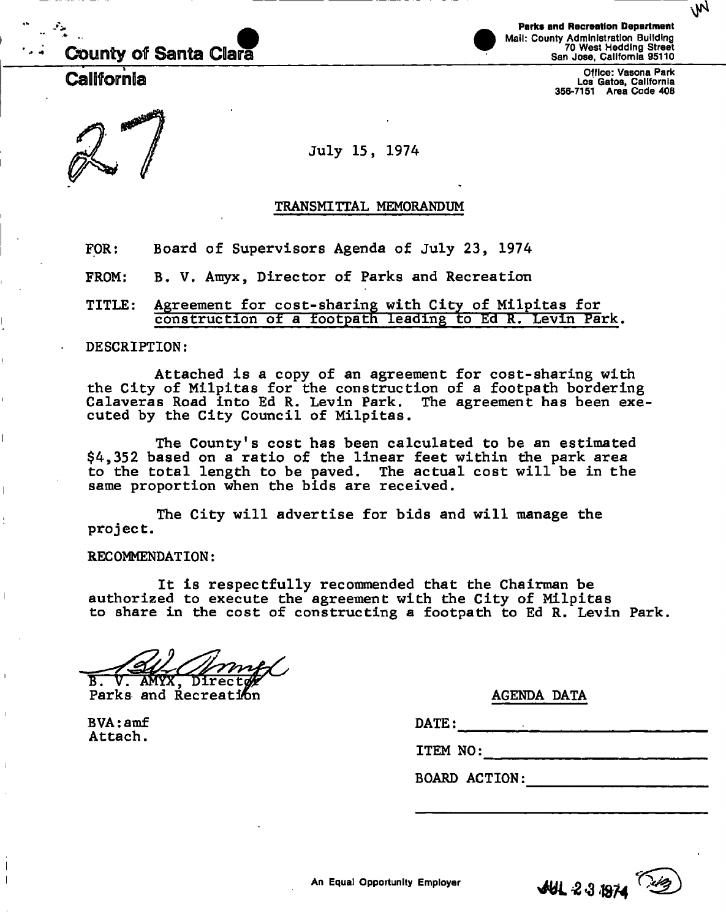County of Santa Clara
California

Parks and Recreation Department
Mail: County Administration Building
70 West Hedding Street
San Jose, California 95110

Office: Vasona Park
Los Gatos, California
356-7151 Area Code 408

27

July 15, 1974

TRANSMITTAL MEMORANDUM

FOR: Board of Supervisors Agenda of July 23, 1974

FROM: B. V. Amyx, Director of Parks and Recreation

TITLE: Agreement for cost-sharing with City of Milpitas for construction of a footpath leading to Ed R. Levin Park.

DESCRIPTION:

Attached is a copy of an agreement for cost-sharing with the City of Milpitas for the construction of a footpath bordering Calaveras Road into Ed R. Levin Park. The agreement has been executed by the City Council of Milpitas.

The County's cost has been calculated to be an estimated $4,352 based on a ratio of the linear feet within the park area to the total length to be paved. The actual cost will be in the same proportion when the bids are received.

The City will advertise for bids and will manage the project.

RECOMMENDATION:

It is respectfully recommended that the Chairman be authorized to execute the agreement with the City of Milpitas to share in the cost of constructing a footpath to Ed R. Levin Park.

B. V. AMYX, Director
Parks and Recreation

BVA:amf
Attach.

AGENDA DATA

DATE: ______________________

ITEM NO: ______________________

BOARD ACTION: ______________________

An Equal Opportunity Employer

JUL 23 1974